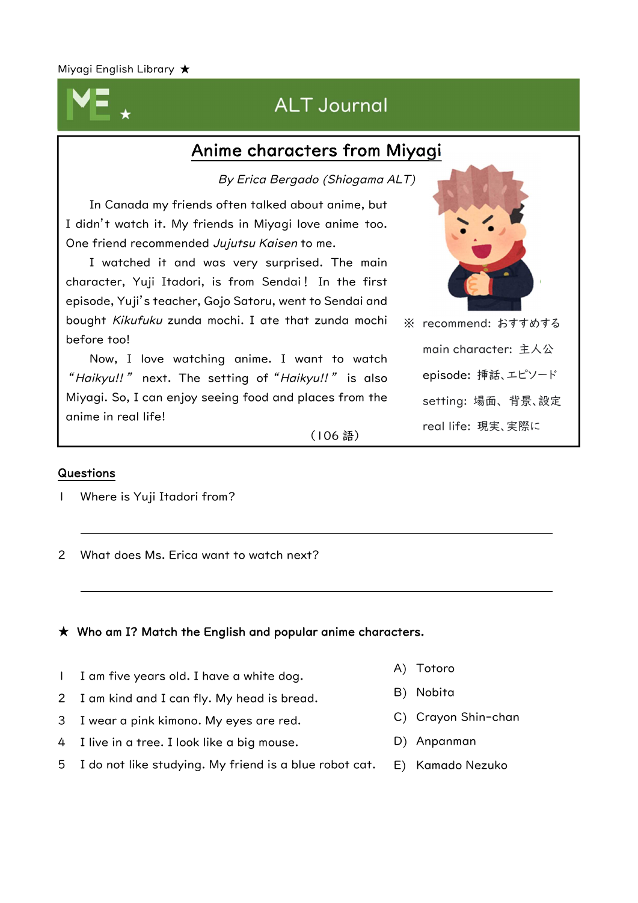Miyagi English Library ★

# ALT Journal

## Anime characters from Miyagi

*By Erica Bergado (Shiogama ALT)*

In Canada my friends often talked about anime, but I didn't watch it. My friends in Miyagi love anime too. One friend recommended *Jujutsu Kaisen* to me.

I watched it and was very surprised. The main character, Yuji Itadori, is from Sendai! In the first episode, Yuji's teacher, Gojo Satoru, went to Sendai and bought *Kikufuku* zunda mochi. I ate that zunda mochi before too!

Now, I love watching anime. I want to watch "*Haikyu!!*" next. The setting of "*Haikyu!!*" is also Miyagi. So, I can enjoy seeing food and places from the anime in real life!

(106 語)

※ recommend: おすすめする
main character: 主人公
episode: 挿話、エピソード
setting: 場面、 背景、設定
real life: 現実、実際に

### Questions

1 Where is Yuji Itadori from?

_______________________________________________

2 What does Ms. Erica want to watch next?

_______________________________________________

### ★ Who am I? Match the English and popular anime characters.

1 I am five years old. I have a white dog.
2 I am kind and I can fly. My head is bread.
3 I wear a pink kimono. My eyes are red.
4 I live in a tree. I look like a big mouse.
5 I do not like studying. My friend is a blue robot cat.

A) Totoro
B) Nobita
C) Crayon Shin-chan
D) Anpanman
E) Kamado Nezuko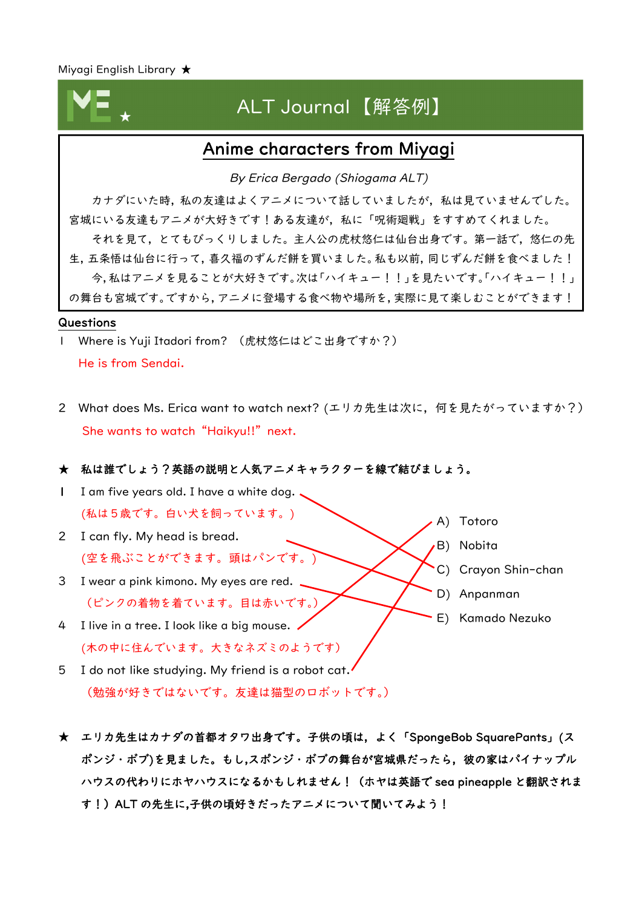Miyagi English Library ★

# ALT Journal 【解答例】

## Anime characters from Miyagi

*By Erica Bergado (Shiogama ALT)*

カナダにいた時，私の友達はよくアニメについて話していましたが，私は見ていませんでした。宮城にいる友達もアニメが大好きです！ある友達が，私に「呪術廻戦」をすすめてくれました。

それを見て，とてもびっくりしました。主人公の虎杖悠仁は仙台出身です。第一話で，悠仁の先生，五条悟は仙台に行って，喜久福のずんだ餅を買いました。私も以前，同じずんだ餅を食べました！

今，私はアニメを見ることが大好きです。次は「ハイキュー！！」を見たいです。「ハイキュー！！」の舞台も宮城です。ですから，アニメに登場する食べ物や場所を，実際に見て楽しむことができます！

**Questions**

1 Where is Yuji Itadori from? （虎杖悠仁はどこ出身ですか？）

He is from Sendai.

2 What does Ms. Erica want to watch next? (エリカ先生は次に，何を見たがっていますか？)

She wants to watch "Haikyu!!" next.

★ **私は誰でしょう？英語の説明と人気アニメキャラクターを線で結びましょう。**

1 I am five years old. I have a white dog.
（私は５歳です。白い犬を飼っています。）

2 I can fly. My head is bread.
（空を飛ぶことができます。頭はパンです。）

3 I wear a pink kimono. My eyes are red.
（ピンクの着物を着ています。目は赤いです。）

4 I live in a tree. I look like a big mouse.
（木の中に住んでいます。大きなネズミのようです）

5 I do not like studying. My friend is a robot cat.
（勉強が好きではないです。友達は猫型のロボットです。）

A) Totoro
B) Nobita
C) Crayon Shin-chan
D) Anpanman
E) Kamado Nezuko

(1–C, 2–D, 3–E, 4–A, 5–B)

★ **エリカ先生はカナダの首都オタワ出身です。子供の頃は，よく「SpongeBob SquarePants」(スポンジ・ボブ)を見ました。もし,スポンジ・ボブの舞台が宮城県だったら，彼の家はパイナップルハウスの代わりにホヤハウスになるかもしれません！（ホヤは英語で sea pineapple と翻訳されます！）ALT の先生に,子供の頃好きだったアニメについて聞いてみよう！**